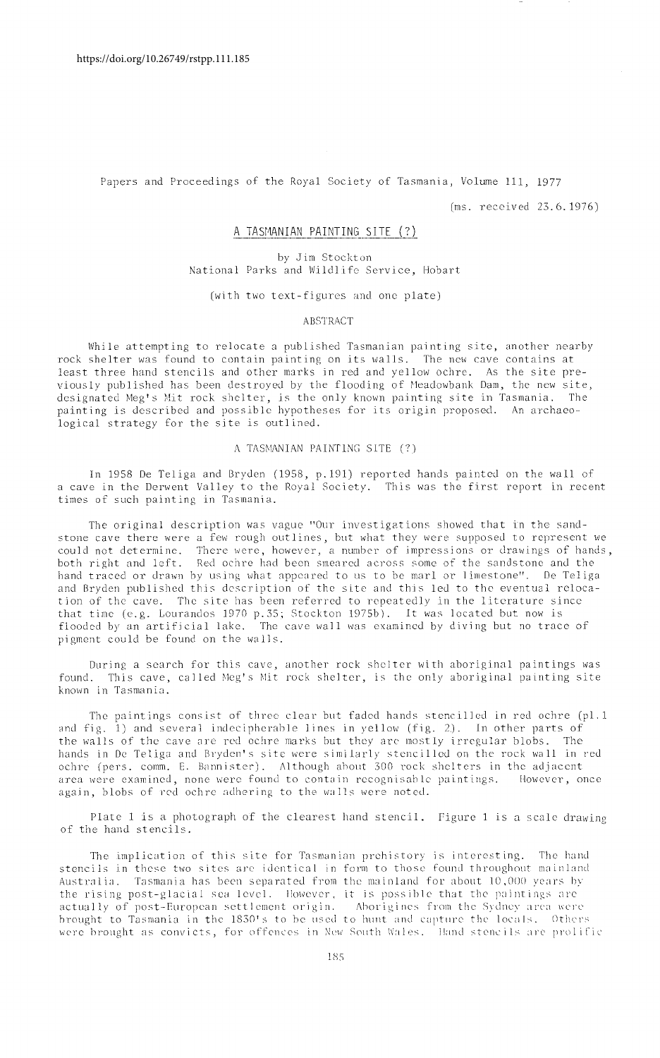https://doi.org/10.26749/rstpp.111.185

Papers and Proceedings of the Royal Society of Tasmania, Volume 111, 1977

(ms. received 23.6.1976)

# A TASMANIAN PAINTING SITE (?)

by Jim Stockton
National Parks and Wildlife Service, Hobart

(with two text-figures and one plate)

## ABSTRACT

While attempting to relocate a published Tasmanian painting site, another nearby rock shelter was found to contain painting on its walls. The new cave contains at least three hand stencils and other marks in red and yellow ochre. As the site previously published has been destroyed by the flooding of Meadowbank Dam, the new site, designated Meg's Mit rock shelter, is the only known painting site in Tasmania. The painting is described and possible hypotheses for its origin proposed. An archaeological strategy for the site is outlined.

## A TASMANIAN PAINTING SITE (?)

In 1958 De Teliga and Bryden (1958, p.191) reported hands painted on the wall of a cave in the Derwent Valley to the Royal Society. This was the first report in recent times of such painting in Tasmania.

The original description was vague "Our investigations showed that in the sandstone cave there were a few rough outlines, but what they were supposed to represent we could not determine. There were, however, a number of impressions or drawings of hands, both right and left. Red ochre had been smeared across some of the sandstone and the hand traced or drawn by using what appeared to us to be marl or limestone". De Teliga and Bryden published this description of the site and this led to the eventual relocation of the cave. The site has been referred to repeatedly in the literature since that time (e.g. Lourandos 1970 p.35; Stockton 1975b). It was located but now is flooded by an artificial lake. The cave wall was examined by diving but no trace of pigment could be found on the walls.

During a search for this cave, another rock shelter with aboriginal paintings was found. This cave, called Meg's Mit rock shelter, is the only aboriginal painting site known in Tasmania.

The paintings consist of three clear but faded hands stencilled in red ochre (pl.1 and fig. 1) and several indecipherable lines in yellow (fig. 2). In other parts of the walls of the cave are red ochre marks but they are mostly irregular blobs. The hands in De Teliga and Bryden's site were similarly stencilled on the rock wall in red ochre (pers. comm. E. Bannister). Although about 300 rock shelters in the adjacent area were examined, none were found to contain recognisable paintings. However, once again, blobs of red ochre adhering to the walls were noted.

Plate 1 is a photograph of the clearest hand stencil. Figure 1 is a scale drawing of the hand stencils.

The implication of this site for Tasmanian prehistory is interesting. The hand stencils in these two sites are identical in form to those found throughout mainland Australia. Tasmania has been separated from the mainland for about 10,000 years by the rising post-glacial sea level. However, it is possible that the paintings are actually of post-European settlement origin. Aborigines from the Sydney area were brought to Tasmania in the 1830's to be used to hunt and capture the locals. Others were brought as convicts, for offences in New South Wales. Hand stencils are prolific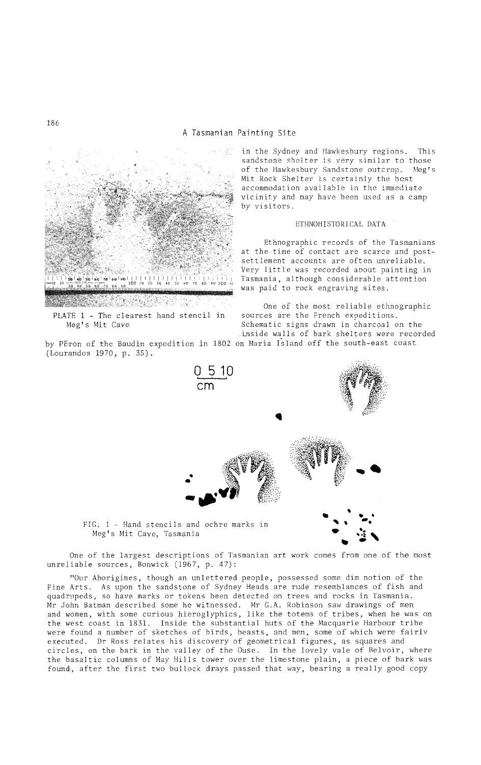in the Sydney and Hawkesbury regions. This sandstone shelter is very similar to those of the Hawkesbury Sandstone outcrop. Meg's Mit Rock Shelter is certainly the best accommodation available in the immediate vicinity and may have been used as a camp by visitors.

PLATE 1 - The clearest hand stencil in Meg's Mit Cave

## ETHNOHISTORICAL DATA

Ethnographic records of the Tasmanians at the time of contact are scarce and post-settlement accounts are often unreliable. Very little was recorded about painting in Tasmania, although considerable attention was paid to rock engraving sites.

One of the most reliable ethnographic sources are the French expeditions. Schematic signs drawn in charcoal on the inside walls of bark shelters were recorded by Péron of the Baudin expedition in 1802 on Maria Island off the south-east coast (Lourandos 1970, p. 35).

FIG. 1 - Hand stencils and ochre marks in Meg's Mit Cave, Tasmania

One of the largest descriptions of Tasmanian art work comes from one of the most unreliable sources, Bonwick (1967, p. 47):

"Our Aborigines, though an unlettered people, possessed some dim notion of the Fine Arts. As upon the sandstone of Sydney Heads are rude resemblances of fish and quadrupeds, so have marks or tokens been detected on trees and rocks in Tasmania. Mr John Batman described some he witnessed. Mr G.A. Robinson saw drawings of men and women, with some curious hieroglyphics, like the totems of tribes, when he was on the west coast in 1831. Inside the substantial huts of the Macquarie Harbour tribe were found a number of sketches of birds, beasts, and men, some of which were fairly executed. Dr Ross relates his discovery of geometrical figures, as squares and circles, on the bark in the valley of the Ouse. In the lovely vale of Belvoir, where the basaltic columns of May Hills tower over the limestone plain, a piece of bark was found, after the first two bullock drays passed that way, bearing a really good copy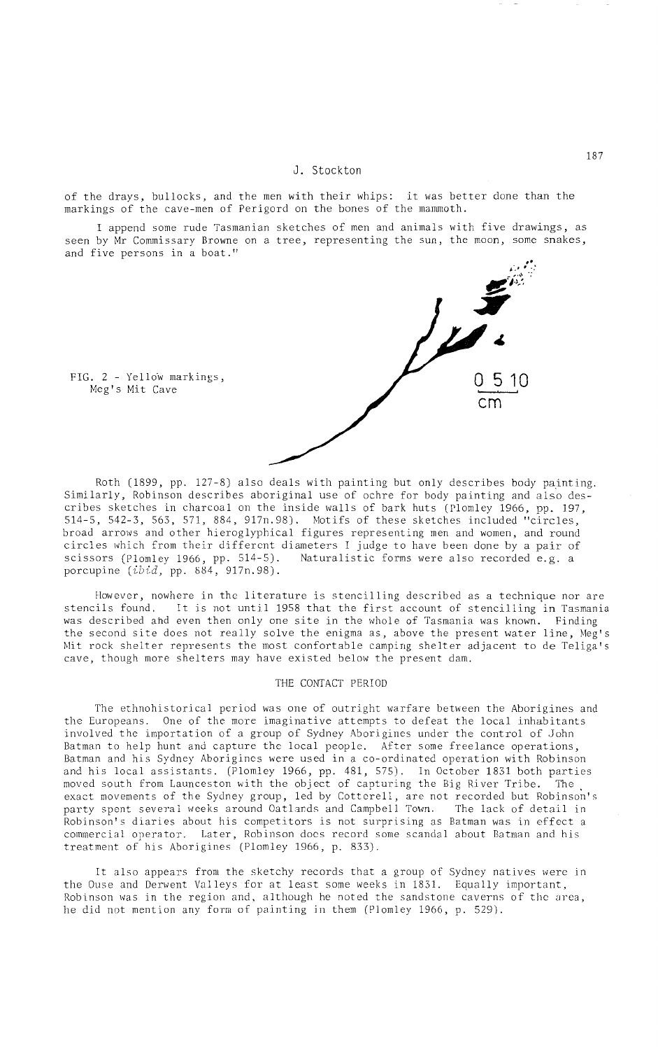of the drays, bullocks, and the men with their whips: it was better done than the markings of the cave-men of Perigord on the bones of the mammoth.

I append some rude Tasmanian sketches of men and animals with five drawings, as seen by Mr Commissary Browne on a tree, representing the sun, the moon, some snakes, and five persons in a boat."

FIG. 2 - Yellow markings, Meg's Mit Cave

Roth (1899, pp. 127-8) also deals with painting but only describes body painting. Similarly, Robinson describes aboriginal use of ochre for body painting and also describes sketches in charcoal on the inside walls of bark huts (Plomley 1966, pp. 197, 514-5, 542-3, 563, 571, 884, 917n.98). Motifs of these sketches included "circles, broad arrows and other hieroglyphical figures representing men and women, and round circles which from their different diameters I judge to have been done by a pair of scissors (Plomley 1966, pp. 514-5). Naturalistic forms were also recorded e.g. a porcupine (*ibid*, pp. 884, 917n.98).

However, nowhere in the literature is stencilling described as a technique nor are stencils found. It is not until 1958 that the first account of stencilling in Tasmania was described and even then only one site in the whole of Tasmania was known. Finding the second site does not really solve the enigma as, above the present water line, Meg's Mit rock shelter represents the most confortable camping shelter adjacent to de Teliga's cave, though more shelters may have existed below the present dam.

## THE CONTACT PERIOD

The ethnohistorical period was one of outright warfare between the Aborigines and the Europeans. One of the more imaginative attempts to defeat the local inhabitants involved the importation of a group of Sydney Aborigines under the control of John Batman to help hunt and capture the local people. After some freelance operations, Batman and his Sydney Aborigines were used in a co-ordinated operation with Robinson and his local assistants. (Plomley 1966, pp. 481, 575). In October 1831 both parties moved south from Launceston with the object of capturing the Big River Tribe. The exact movements of the Sydney group, led by Cotterell, are not recorded but Robinson's party spent several weeks around Oatlands and Campbell Town. The lack of detail in Robinson's diaries about his competitors is not surprising as Batman was in effect a commercial operator. Later, Robinson does record some scandal about Batman and his treatment of his Aborigines (Plomley 1966, p. 833).

It also appears from the sketchy records that a group of Sydney natives were in the Ouse and Derwent Valleys for at least some weeks in 1831. Equally important, Robinson was in the region and, although he noted the sandstone caverns of the area, he did not mention any form of painting in them (Plomley 1966, p. 529).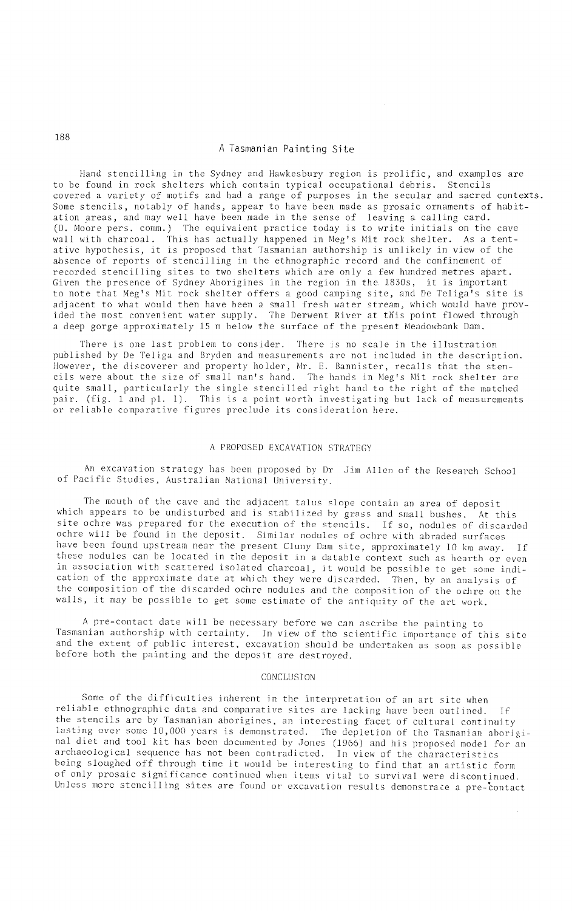Hand stencilling in the Sydney and Hawkesbury region is prolific, and examples are to be found in rock shelters which contain typical occupational debris. Stencils covered a variety of motifs and had a range of purposes in the secular and sacred contexts. Some stencils, notably of hands, appear to have been made as prosaic ornaments of habitation areas, and may well have been made in the sense of leaving a calling card. (D. Moore pers. comm.) The equivalent practice today is to write initials on the cave wall with charcoal. This has actually happened in Meg's Mit rock shelter. As a tentative hypothesis, it is proposed that Tasmanian authorship is unlikely in view of the absence of reports of stencilling in the ethnographic record and the confinement of recorded stencilling sites to two shelters which are only a few hundred metres apart. Given the presence of Sydney Aborigines in the region in the 1830s, it is important to note that Meg's Mit rock shelter offers a good camping site, and De Teliga's site is adjacent to what would then have been a small fresh water stream, which would have provided the most convenient water supply. The Derwent River at this point flowed through a deep gorge approximately 15 m below the surface of the present Meadowbank Dam.

There is one last problem to consider. There is no scale in the illustration published by De Teliga and Bryden and measurements are not included in the description. However, the discoverer and property holder, Mr. E. Bannister, recalls that the stencils were about the size of small man's hand. The hands in Meg's Mit rock shelter are quite small, particularly the single stencilled right hand to the right of the matched pair. (fig. 1 and pl. 1). This is a point worth investigating but lack of measurements or reliable comparative figures preclude its consideration here.

## A PROPOSED EXCAVATION STRATEGY

An excavation strategy has been proposed by Dr Jim Allen of the Research School of Pacific Studies, Australian National University.

The mouth of the cave and the adjacent talus slope contain an area of deposit which appears to be undisturbed and is stabilized by grass and small bushes. At this site ochre was prepared for the execution of the stencils. If so, nodules of discarded ochre will be found in the deposit. Similar nodules of ochre with abraded surfaces have been found upstream near the present Cluny Dam site, approximately 10 km away. If these nodules can be located in the deposit in a datable context such as hearth or even in association with scattered isolated charcoal, it would be possible to get some indication of the approximate date at which they were discarded. Then, by an analysis of the composition of the discarded ochre nodules and the composition of the ochre on the walls, it may be possible to get some estimate of the antiquity of the art work.

A pre-contact date will be necessary before we can ascribe the painting to Tasmanian authorship with certainty. In view of the scientific importance of this site and the extent of public interest, excavation should be undertaken as soon as possible before both the painting and the deposit are destroyed.

## CONCLUSION

Some of the difficulties inherent in the interpretation of an art site when reliable ethnographic data and comparative sites are lacking have been outlined. If the stencils are by Tasmanian aborigines, an interesting facet of cultural continuity lasting over some 10,000 years is demonstrated. The depletion of the Tasmanian aboriginal diet and tool kit has been documented by Jones (1966) and his proposed model for an archaeological sequence has not been contradicted. In view of the characteristics being sloughed off through time it would be interesting to find that an artistic form of only prosaic significance continued when items vital to survival were discontinued. Unless more stencilling sites are found or excavation results demonstrate a pre-contact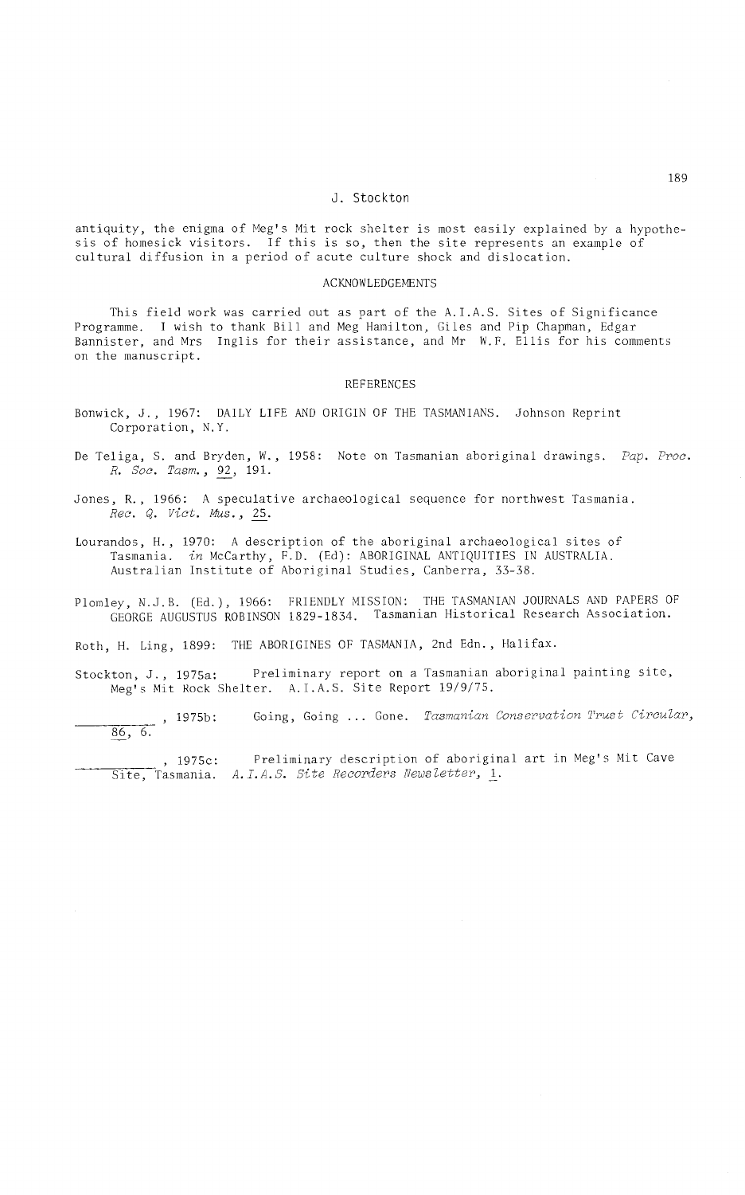antiquity, the enigma of Meg's Mit rock shelter is most easily explained by a hypothesis of homesick visitors. If this is so, then the site represents an example of cultural diffusion in a period of acute culture shock and dislocation.

## ACKNOWLEDGEMENTS

This field work was carried out as part of the A.I.A.S. Sites of Significance Programme. I wish to thank Bill and Meg Hamilton, Giles and Pip Chapman, Edgar Bannister, and Mrs Inglis for their assistance, and Mr W.F. Ellis for his comments on the manuscript.

## REFERENCES

Bonwick, J., 1967: DAILY LIFE AND ORIGIN OF THE TASMANIANS. Johnson Reprint Corporation, N.Y.

De Teliga, S. and Bryden, W., 1958: Note on Tasmanian aboriginal drawings. *Pap. Proc. R. Soc. Tasm.*, 92, 191.

Jones, R., 1966: A speculative archaeological sequence for northwest Tasmania. *Rec. Q. Vict. Mus.*, 25.

Lourandos, H., 1970: A description of the aboriginal archaeological sites of Tasmania. *in* McCarthy, F.D. (Ed): ABORIGINAL ANTIQUITIES IN AUSTRALIA. Australian Institute of Aboriginal Studies, Canberra, 33-38.

Plomley, N.J.B. (Ed.), 1966: FRIENDLY MISSION: THE TASMANIAN JOURNALS AND PAPERS OF GEORGE AUGUSTUS ROBINSON 1829-1834. Tasmanian Historical Research Association.

Roth, H. Ling, 1899: THE ABORIGINES OF TASMANIA, 2nd Edn., Halifax.

Stockton, J., 1975a: Preliminary report on a Tasmanian aboriginal painting site, Meg's Mit Rock Shelter. A.I.A.S. Site Report 19/9/75.

\_\_\_\_\_\_\_\_, 1975b: Going, Going ... Gone. *Tasmanian Conservation Trust Circular*, 86, 6.

\_\_\_\_\_\_\_\_, 1975c: Preliminary description of aboriginal art in Meg's Mit Cave Site, Tasmania. *A.I.A.S. Site Recorders Newsletter*, 1.